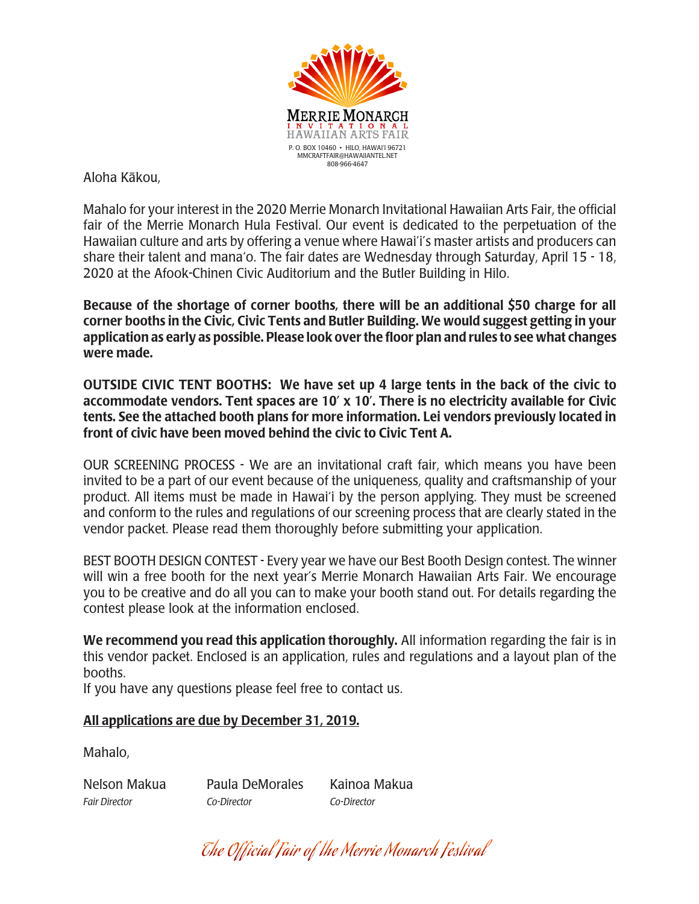# MERRIE MONARCH
## INVITATIONAL
## HAWAIIAN ARTS FAIR

P. O. BOX 10460 • HILO, HAWAI'I 96721
MMCRAFTFAIR@HAWAIIANTEL.NET
808-966-4647

Aloha Kākou,

Mahalo for your interest in the 2020 Merrie Monarch Invitational Hawaiian Arts Fair, the official fair of the Merrie Monarch Hula Festival. Our event is dedicated to the perpetuation of the Hawaiian culture and arts by offering a venue where Hawai'i's master artists and producers can share their talent and mana'o. The fair dates are Wednesday through Saturday, April 15 - 18, 2020 at the Afook-Chinen Civic Auditorium and the Butler Building in Hilo.

**Because of the shortage of corner booths, there will be an additional $50 charge for all corner booths in the Civic, Civic Tents and Butler Building. We would suggest getting in your application as early as possible. Please look over the floor plan and rules to see what changes were made.**

**OUTSIDE CIVIC TENT BOOTHS: We have set up 4 large tents in the back of the civic to accommodate vendors. Tent spaces are 10' x 10'. There is no electricity available for Civic tents. See the attached booth plans for more information. Lei vendors previously located in front of civic have been moved behind the civic to Civic Tent A.**

OUR SCREENING PROCESS - We are an invitational craft fair, which means you have been invited to be a part of our event because of the uniqueness, quality and craftsmanship of your product. All items must be made in Hawai'i by the person applying. They must be screened and conform to the rules and regulations of our screening process that are clearly stated in the vendor packet. Please read them thoroughly before submitting your application.

BEST BOOTH DESIGN CONTEST - Every year we have our Best Booth Design contest. The winner will win a free booth for the next year's Merrie Monarch Hawaiian Arts Fair. We encourage you to be creative and do all you can to make your booth stand out. For details regarding the contest please look at the information enclosed.

**We recommend you read this application thoroughly.** All information regarding the fair is in this vendor packet. Enclosed is an application, rules and regulations and a layout plan of the booths.
If you have any questions please feel free to contact us.

**<u>All applications are due by December 31, 2019.</u>**

Mahalo,

| Nelson Makua | Paula DeMorales | Kainoa Makua |
|---|---|---|
| *Fair Director* | *Co-Director* | *Co-Director* |

*The Official Fair of the Merrie Monarch Festival*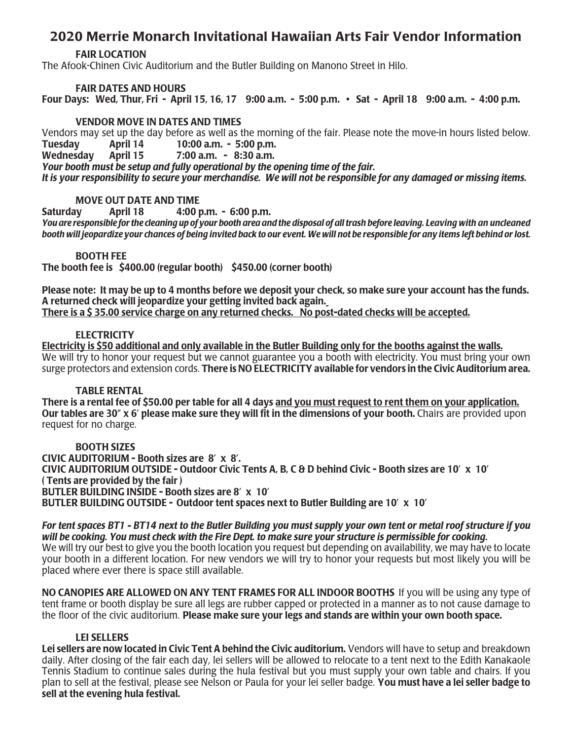# 2020 Merrie Monarch Invitational Hawaiian Arts Fair Vendor Information

### FAIR LOCATION

The Afook-Chinen Civic Auditorium and the Butler Building on Manono Street in Hilo.

### FAIR DATES AND HOURS

**Four Days: Wed, Thur, Fri - April 15, 16, 17 9:00 a.m. - 5:00 p.m. • Sat - April 18 9:00 a.m. - 4:00 p.m.**

### VENDOR MOVE IN DATES AND TIMES

Vendors may set up the day before as well as the morning of the fair. Please note the move-in hours listed below.

**Tuesday April 14 10:00 a.m. - 5:00 p.m.**
**Wednesday April 15 7:00 a.m. - 8:30 a.m.**

***Your booth must be setup and fully operational by the opening time of the fair.***
***It is your responsibility to secure your merchandise. We will not be responsible for any damaged or missing items.***

### MOVE OUT DATE AND TIME

**Saturday April 18 4:00 p.m. - 6:00 p.m.**

***You are responsible for the cleaning up of your booth area and the disposal of all trash before leaving. Leaving with an uncleaned booth will jeopardize your chances of being invited back to our event. We will not be responsible for any items left behind or lost.***

### BOOTH FEE

**The booth fee is $400.00 (regular booth) $450.00 (corner booth)**

**Please note: It may be up to 4 months before we deposit your check, so make sure your account has the funds. A returned check will jeopardize your getting invited back again.**
**<u>There is a $ 35.00 service charge on any returned checks. No post-dated checks will be accepted.</u>**

### ELECTRICITY

**<u>Electricity is $50 additional and only available in the Butler Building only for the booths against the walls.</u>**
We will try to honor your request but we cannot guarantee you a booth with electricity. You must bring your own surge protectors and extension cords. **There is NO ELECTRICITY available for vendors in the Civic Auditorium area.**

### TABLE RENTAL

**There is a rental fee of $50.00 per table for all 4 days <u>and you must request to rent them on your application.</u> Our tables are 30" x 6' please make sure they will fit in the dimensions of your booth.** Chairs are provided upon request for no charge.

### BOOTH SIZES

**CIVIC AUDITORIUM - Booth sizes are 8' x 8'.**
**CIVIC AUDITORIUM OUTSIDE - Outdoor Civic Tents A, B, C & D behind Civic - Booth sizes are 10' x 10' ( Tents are provided by the fair )**
**BUTLER BUILDING INSIDE - Booth sizes are 8' x 10'**
**BUTLER BUILDING OUTSIDE - Outdoor tent spaces next to Butler Building are 10' x 10'**

***For tent spaces BT1 - BT14 next to the Butler Building you must supply your own tent or metal roof structure if you will be cooking. You must check with the Fire Dept. to make sure your structure is permissible for cooking.***
We will try our best to give you the booth location you request but depending on availability, we may have to locate your booth in a different location. For new vendors we will try to honor your requests but most likely you will be placed where ever there is space still available.

**NO CANOPIES ARE ALLOWED ON ANY TENT FRAMES FOR ALL INDOOR BOOTHS** If you will be using any type of tent frame or booth display be sure all legs are rubber capped or protected in a manner as to not cause damage to the floor of the civic auditorium. **Please make sure your legs and stands are within your own booth space.**

### LEI SELLERS

**Lei sellers are now located in Civic Tent A behind the Civic auditorium.** Vendors will have to setup and breakdown daily. After closing of the fair each day, lei sellers will be allowed to relocate to a tent next to the Edith Kanakaole Tennis Stadium to continue sales during the hula festival but you must supply your own table and chairs. If you plan to sell at the festival, please see Nelson or Paula for your lei seller badge. **You must have a lei seller badge to sell at the evening hula festival.**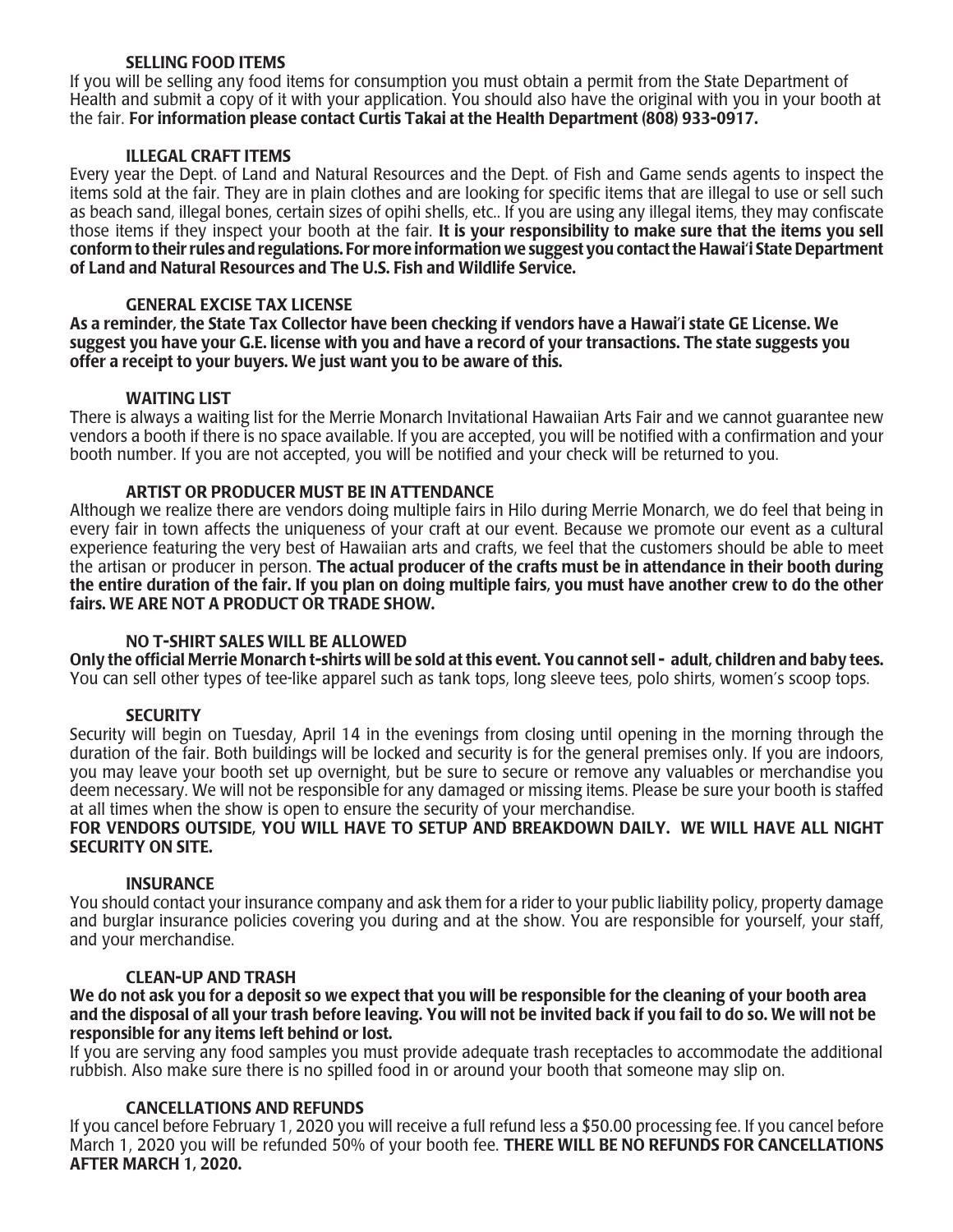### SELLING FOOD ITEMS

If you will be selling any food items for consumption you must obtain a permit from the State Department of Health and submit a copy of it with your application. You should also have the original with you in your booth at the fair. **For information please contact Curtis Takai at the Health Department (808) 933-0917.**

### ILLEGAL CRAFT ITEMS

Every year the Dept. of Land and Natural Resources and the Dept. of Fish and Game sends agents to inspect the items sold at the fair. They are in plain clothes and are looking for specific items that are illegal to use or sell such as beach sand, illegal bones, certain sizes of opihi shells, etc.. If you are using any illegal items, they may confiscate those items if they inspect your booth at the fair. **It is your responsibility to make sure that the items you sell conform to their rules and regulations. For more information we suggest you contact the Hawai'i State Department of Land and Natural Resources and The U.S. Fish and Wildlife Service.**

### GENERAL EXCISE TAX LICENSE

**As a reminder, the State Tax Collector have been checking if vendors have a Hawai'i state GE License. We suggest you have your G.E. license with you and have a record of your transactions. The state suggests you offer a receipt to your buyers. We just want you to be aware of this.**

### WAITING LIST

There is always a waiting list for the Merrie Monarch Invitational Hawaiian Arts Fair and we cannot guarantee new vendors a booth if there is no space available. If you are accepted, you will be notified with a confirmation and your booth number. If you are not accepted, you will be notified and your check will be returned to you.

### ARTIST OR PRODUCER MUST BE IN ATTENDANCE

Although we realize there are vendors doing multiple fairs in Hilo during Merrie Monarch, we do feel that being in every fair in town affects the uniqueness of your craft at our event. Because we promote our event as a cultural experience featuring the very best of Hawaiian arts and crafts, we feel that the customers should be able to meet the artisan or producer in person. **The actual producer of the crafts must be in attendance in their booth during the entire duration of the fair. If you plan on doing multiple fairs, you must have another crew to do the other fairs. WE ARE NOT A PRODUCT OR TRADE SHOW.**

### NO T-SHIRT SALES WILL BE ALLOWED

**Only the official Merrie Monarch t-shirts will be sold at this event. You cannot sell - adult, children and baby tees.** You can sell other types of tee-like apparel such as tank tops, long sleeve tees, polo shirts, women's scoop tops.

### SECURITY

Security will begin on Tuesday, April 14 in the evenings from closing until opening in the morning through the duration of the fair. Both buildings will be locked and security is for the general premises only. If you are indoors, you may leave your booth set up overnight, but be sure to secure or remove any valuables or merchandise you deem necessary. We will not be responsible for any damaged or missing items. Please be sure your booth is staffed at all times when the show is open to ensure the security of your merchandise.

**FOR VENDORS OUTSIDE, YOU WILL HAVE TO SETUP AND BREAKDOWN DAILY. WE WILL HAVE ALL NIGHT SECURITY ON SITE.**

### INSURANCE

You should contact your insurance company and ask them for a rider to your public liability policy, property damage and burglar insurance policies covering you during and at the show. You are responsible for yourself, your staff, and your merchandise.

### CLEAN-UP AND TRASH

**We do not ask you for a deposit so we expect that you will be responsible for the cleaning of your booth area and the disposal of all your trash before leaving. You will not be invited back if you fail to do so. We will not be responsible for any items left behind or lost.**

If you are serving any food samples you must provide adequate trash receptacles to accommodate the additional rubbish. Also make sure there is no spilled food in or around your booth that someone may slip on.

### CANCELLATIONS AND REFUNDS

If you cancel before February 1, 2020 you will receive a full refund less a $50.00 processing fee. If you cancel before March 1, 2020 you will be refunded 50% of your booth fee. **THERE WILL BE NO REFUNDS FOR CANCELLATIONS AFTER MARCH 1, 2020.**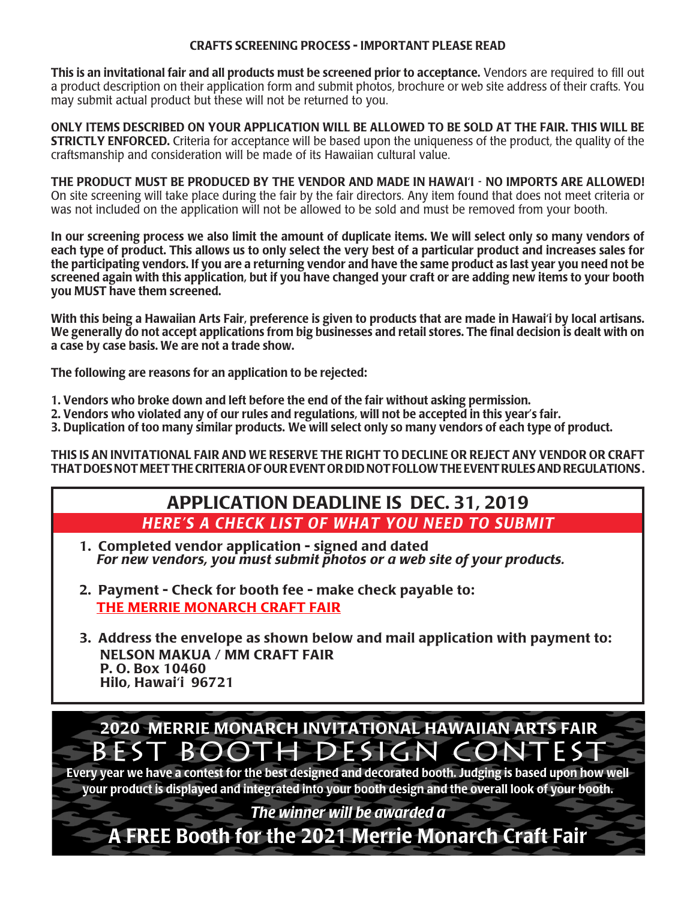## CRAFTS SCREENING PROCESS - IMPORTANT PLEASE READ

**This is an invitational fair and all products must be screened prior to acceptance.** Vendors are required to fill out a product description on their application form and submit photos, brochure or web site address of their crafts. You may submit actual product but these will not be returned to you.

**ONLY ITEMS DESCRIBED ON YOUR APPLICATION WILL BE ALLOWED TO BE SOLD AT THE FAIR. THIS WILL BE STRICTLY ENFORCED.** Criteria for acceptance will be based upon the uniqueness of the product, the quality of the craftsmanship and consideration will be made of its Hawaiian cultural value.

**THE PRODUCT MUST BE PRODUCED BY THE VENDOR AND MADE IN HAWAI'I - NO IMPORTS ARE ALLOWED!** On site screening will take place during the fair by the fair directors. Any item found that does not meet criteria or was not included on the application will not be allowed to be sold and must be removed from your booth.

**In our screening process we also limit the amount of duplicate items. We will select only so many vendors of each type of product. This allows us to only select the very best of a particular product and increases sales for the participating vendors. If you are a returning vendor and have the same product as last year you need not be screened again with this application, but if you have changed your craft or are adding new items to your booth you MUST have them screened.**

**With this being a Hawaiian Arts Fair, preference is given to products that are made in Hawai'i by local artisans. We generally do not accept applications from big businesses and retail stores. The final decision is dealt with on a case by case basis. We are not a trade show.**

**The following are reasons for an application to be rejected:**

**1. Vendors who broke down and left before the end of the fair without asking permission.**
**2. Vendors who violated any of our rules and regulations, will not be accepted in this year's fair.**
**3. Duplication of too many similar products. We will select only so many vendors of each type of product.**

**THIS IS AN INVITATIONAL FAIR AND WE RESERVE THE RIGHT TO DECLINE OR REJECT ANY VENDOR OR CRAFT THAT DOES NOT MEET THE CRITERIA OF OUR EVENT OR DID NOT FOLLOW THE EVENT RULES AND REGULATIONS.**

## APPLICATION DEADLINE IS DEC. 31, 2019

***HERE'S A CHECK LIST OF WHAT YOU NEED TO SUBMIT***

1. **Completed vendor application - signed and dated**
   ***For new vendors, you must submit photos or a web site of your products.***

2. **Payment - Check for booth fee - make check payable to:**
   **THE MERRIE MONARCH CRAFT FAIR**

3. **Address the envelope as shown below and mail application with payment to:**
   **NELSON MAKUA / MM CRAFT FAIR**
   **P. O. Box 10460**
   **Hilo, Hawai'i 96721**

## 2020 MERRIE MONARCH INVITATIONAL HAWAIIAN ARTS FAIR

# BEST BOOTH DESIGN CONTEST

**Every year we have a contest for the best designed and decorated booth. Judging is based upon how well your product is displayed and integrated into your booth design and the overall look of your booth.**

***The winner will be awarded a***

## A FREE Booth for the 2021 Merrie Monarch Craft Fair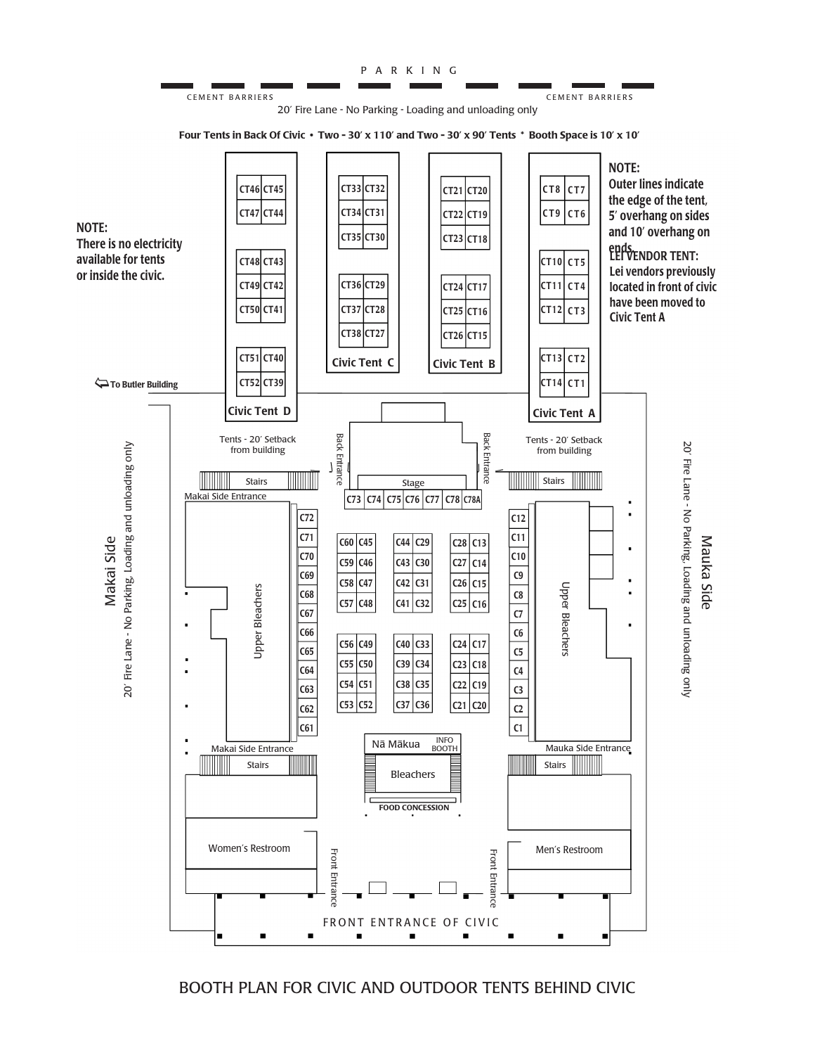PARKING

CEMENT BARRIERS

CEMENT BARRIERS

20′ Fire Lane - No Parking - Loading and unloading only

**Four Tents in Back Of Civic • Two - 30′ x 110′ and Two - 30′ x 90′ Tents * Booth Space is 10′ x 10′**

**NOTE:**
**There is no electricity available for tents or inside the civic.**

**NOTE:**
**Outer lines indicate the edge of the tent, 5′ overhang on sides and 10′ overhang on ends.**

**LEI VENDOR TENT:**
**Lei vendors previously located in front of civic have been moved to Civic Tent A**

**Civic Tent D**

| | |
|---|---|
| CT46 | CT45 |
| CT47 | CT44 |
| CT48 | CT43 |
| CT49 | CT42 |
| CT50 | CT41 |
| CT51 | CT40 |
| CT52 | CT39 |

**Civic Tent C**

| | |
|---|---|
| CT33 | CT32 |
| CT34 | CT31 |
| CT35 | CT30 |
| CT36 | CT29 |
| CT37 | CT28 |
| CT38 | CT27 |

**Civic Tent B**

| | |
|---|---|
| CT21 | CT20 |
| CT22 | CT19 |
| CT23 | CT18 |
| CT24 | CT17 |
| CT25 | CT16 |
| CT26 | CT15 |

**Civic Tent A**

| | |
|---|---|
| CT8 | CT7 |
| CT9 | CT6 |
| CT10 | CT5 |
| CT11 | CT4 |
| CT12 | CT3 |
| CT13 | CT2 |
| CT14 | CT1 |

**To Butler Building**

Tents - 20′ Setback from building

Tents - 20′ Setback from building

Back Entrance

Back Entrance

Stairs

Stage

Stairs

Makai Side Entrance

C73 | C74 | C75 | C76 | C77 | C78 | C78A

Makai Side

20′ Fire Lane - No Parking, Loading and unloading only

Upper Bleachers

C72, C71, C70, C69, C68, C67, C66, C65, C64, C63, C62, C61

| | | | | | |
|---|---|---|---|---|---|
| C60 | C45 | C44 | C29 | C28 | C13 |
| C59 | C46 | C43 | C30 | C27 | C14 |
| C58 | C47 | C42 | C31 | C26 | C15 |
| C57 | C48 | C41 | C32 | C25 | C16 |
| C56 | C49 | C40 | C33 | C24 | C17 |
| C55 | C50 | C39 | C34 | C23 | C18 |
| C54 | C51 | C38 | C35 | C22 | C19 |
| C53 | C52 | C37 | C36 | C21 | C20 |

C12, C11, C10, C9, C8, C7, C6, C5, C4, C3, C2, C1

Upper Bleachers

Mauka Side

20′ Fire Lane - No Parking, Loading and unloading only

Makai Side Entrance

Stairs

Nā Mākua

INFO BOOTH

Bleachers

**FOOD CONCESSION**

Mauka Side Entrance

Stairs

Women′s Restroom

Front Entrance

Front Entrance

Men′s Restroom

FRONT ENTRANCE OF CIVIC

BOOTH PLAN FOR CIVIC AND OUTDOOR TENTS BEHIND CIVIC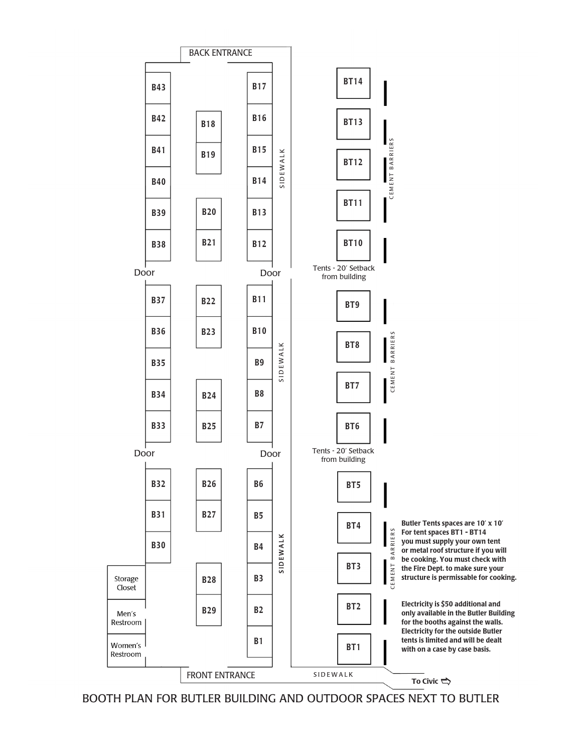BACK ENTRANCE

B43
B42
B41
B40
B39
B38

B18
B19
B20
B21

B17
B16
B15
B14
B13
B12

SIDEWALK

BT14
BT13
BT12
BT11
BT10

CEMENT BARRIERS

Door

Door

Tents - 20′ Setback from building

B37
B36
B35
B34
B33

B22
B23
B24
B25

B11
B10
B9
B8
B7

SIDEWALK

BT9
BT8
BT7
BT6

CEMENT BARRIERS

Door

Door

Tents - 20′ Setback from building

B32
B31
B30

B26
B27
B28
B29

B6
B5
B4
B3
B2
B1

SIDEWALK

BT5
BT4
BT3
BT2
BT1

CEMENT BARRIERS

Storage Closet

Men's Restroom

Women's Restroom

FRONT ENTRANCE

SIDEWALK

To Civic ⇨

**Butler Tents spaces are 10′ x 10′**
**For tent spaces BT1 - BT14 you must supply your own tent or metal roof structure if you will be cooking. You must check with the Fire Dept. to make sure your structure is permissable for cooking.**

**Electricity is $50 additional and only available in the Butler Building for the booths against the walls. Electricity for the outside Butler tents is limited and will be dealt with on a case by case basis.**

BOOTH PLAN FOR BUTLER BUILDING AND OUTDOOR SPACES NEXT TO BUTLER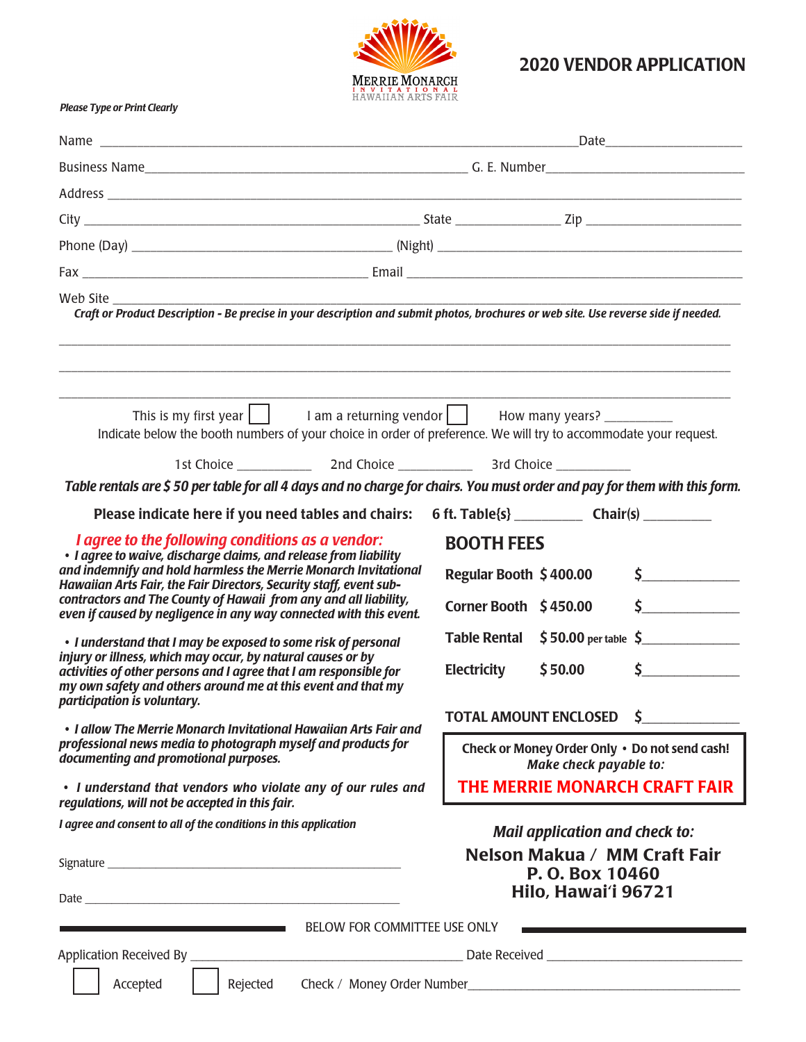MERRIE MONARCH
INVITATIONAL
HAWAIIAN ARTS FAIR

# 2020 VENDOR APPLICATION

*Please Type or Print Clearly*

Name ______________________________ Date ______________

Business Name ______________________________ G. E. Number ______________

Address ______________________________________________

City ______________________ State __________ Zip ______________

Phone (Day) ______________________ (Night) ______________________

Fax ______________________ Email ______________________

Web Site ______________________________________________

***Craft or Product Description - Be precise in your description and submit photos, brochures or web site. Use reverse side if needed.***

______________________________________________

______________________________________________

______________________________________________

This is my first year ☐ I am a returning vendor ☐ How many years? __________

Indicate below the booth numbers of your choice in order of preference. We will try to accommodate your request.

1st Choice ___________ 2nd Choice ___________ 3rd Choice ___________

***Table rentals are $ 50 per table for all 4 days and no charge for chairs. You must order and pay for them with this form.***

**Please indicate here if you need tables and chairs: 6 ft. Table{s} _________ Chair(s) _________**

***I agree to the following conditions as a vendor:***

- ***I agree to waive, discharge claims, and release from liability and indemnify and hold harmless the Merrie Monarch Invitational Hawaiian Arts Fair, the Fair Directors, Security staff, event sub-contractors and The County of Hawaii from any and all liability, even if caused by negligence in any way connected with this event.***
- ***I understand that I may be exposed to some risk of personal injury or illness, which may occur, by natural causes or by activities of other persons and I agree that I am responsible for my own safety and others around me at this event and that my participation is voluntary.***
- ***I allow The Merrie Monarch Invitational Hawaiian Arts Fair and professional news media to photograph myself and products for documenting and promotional purposes.***
- ***I understand that vendors who violate any of our rules and regulations, will not be accepted in this fair.***

*I agree and consent to all of the conditions in this application*

Signature ______________________________

Date ______________________________

## BOOTH FEES

| | | |
|---|---|---|
| **Regular Booth** | **$ 400.00** | $__________ |
| **Corner Booth** | **$ 450.00** | $__________ |
| **Table Rental** | **$ 50.00** per table | $__________ |
| **Electricity** | **$ 50.00** | $__________ |
| **TOTAL AMOUNT ENCLOSED** | | $__________ |

Check or Money Order Only • Do not send cash!
*Make check payable to:*
**THE MERRIE MONARCH CRAFT FAIR**

***Mail application and check to:***
**Nelson Makua / MM Craft Fair**
**P. O. Box 10460**
**Hilo, Hawai'i 96721**

BELOW FOR COMMITTEE USE ONLY

Application Received By ______________________ Date Received ______________

☐ Accepted ☐ Rejected Check / Money Order Number ______________________